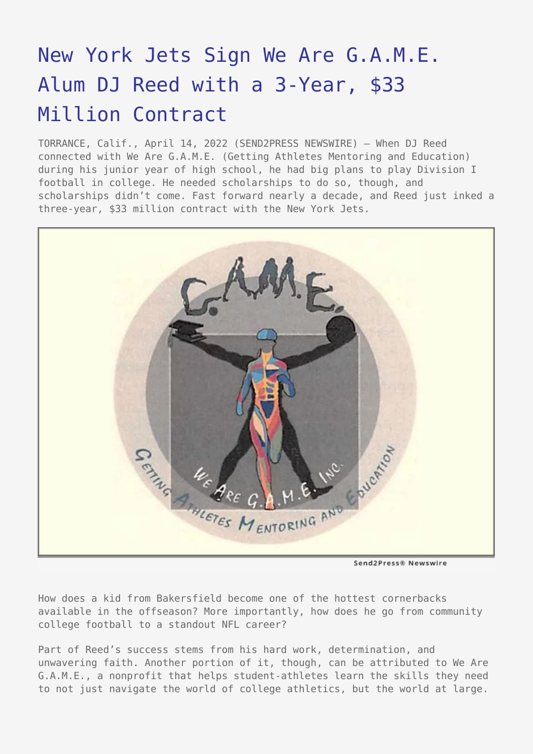# New York Jets Sign We Are G.A.M.E. Alum DJ Reed with a 3-Year, $33 Million Contract

TORRANCE, Calif., April 14, 2022 (SEND2PRESS NEWSWIRE) — When DJ Reed connected with We Are G.A.M.E. (Getting Athletes Mentoring and Education) during his junior year of high school, he had big plans to play Division I football in college. He needed scholarships to do so, though, and scholarships didn't come. Fast forward nearly a decade, and Reed just inked a three-year, $33 million contract with the New York Jets.

How does a kid from Bakersfield become one of the hottest cornerbacks available in the offseason? More importantly, how does he go from community college football to a standout NFL career?

Part of Reed's success stems from his hard work, determination, and unwavering faith. Another portion of it, though, can be attributed to We Are G.A.M.E., a nonprofit that helps student-athletes learn the skills they need to not just navigate the world of college athletics, but the world at large.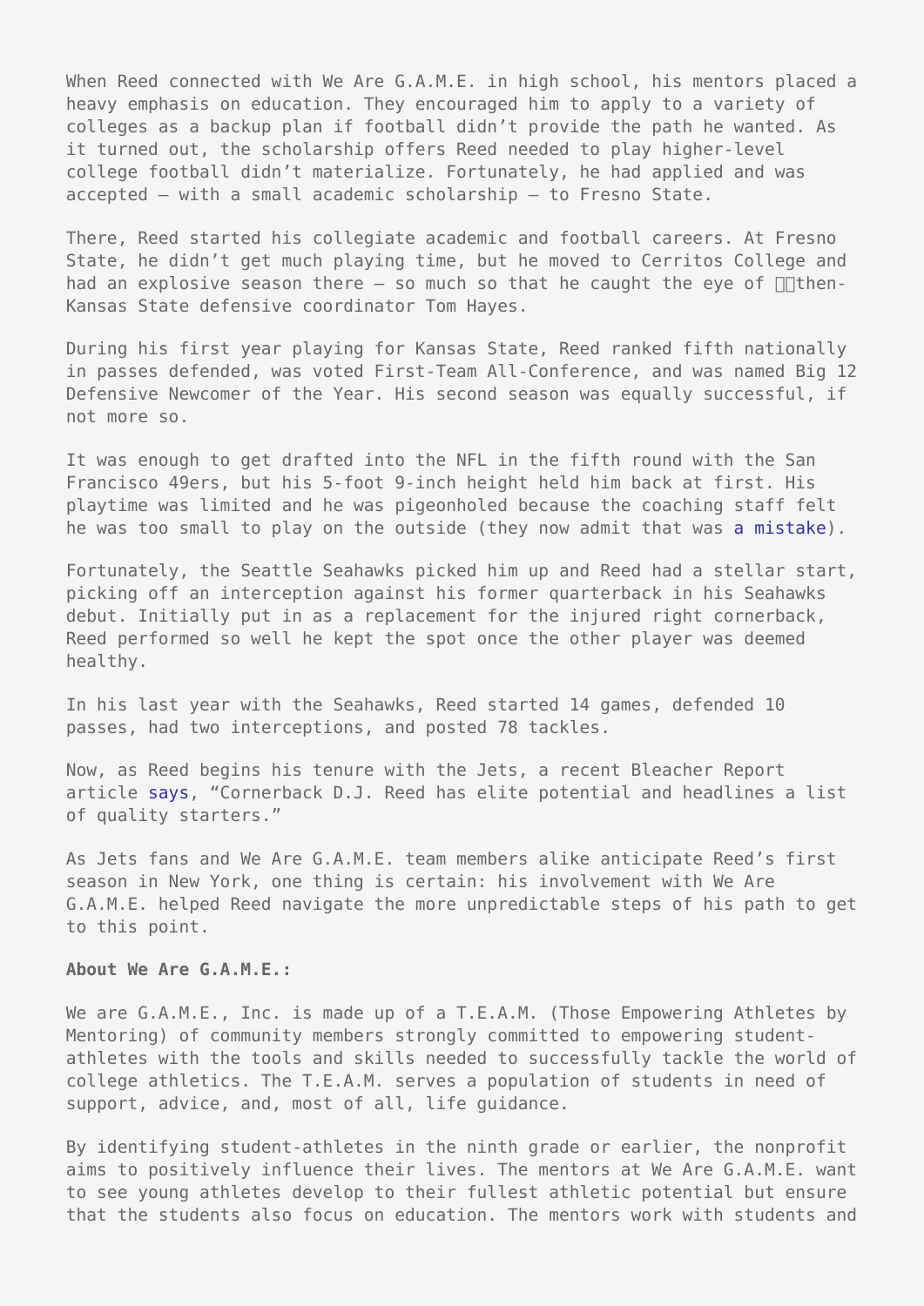When Reed connected with We Are G.A.M.E. in high school, his mentors placed a heavy emphasis on education. They encouraged him to apply to a variety of colleges as a backup plan if football didn't provide the path he wanted. As it turned out, the scholarship offers Reed needed to play higher-level college football didn't materialize. Fortunately, he had applied and was accepted — with a small academic scholarship — to Fresno State.

There, Reed started his collegiate academic and football careers. At Fresno State, he didn't get much playing time, but he moved to Cerritos College and had an explosive season there — so much so that he caught the eye of then-Kansas State defensive coordinator Tom Hayes.

During his first year playing for Kansas State, Reed ranked fifth nationally in passes defended, was voted First-Team All-Conference, and was named Big 12 Defensive Newcomer of the Year. His second season was equally successful, if not more so.

It was enough to get drafted into the NFL in the fifth round with the San Francisco 49ers, but his 5-foot 9-inch height held him back at first. His playtime was limited and he was pigeonholed because the coaching staff felt he was too small to play on the outside (they now admit that was a mistake).

Fortunately, the Seattle Seahawks picked him up and Reed had a stellar start, picking off an interception against his former quarterback in his Seahawks debut. Initially put in as a replacement for the injured right cornerback, Reed performed so well he kept the spot once the other player was deemed healthy.

In his last year with the Seahawks, Reed started 14 games, defended 10 passes, had two interceptions, and posted 78 tackles.

Now, as Reed begins his tenure with the Jets, a recent Bleacher Report article says, "Cornerback D.J. Reed has elite potential and headlines a list of quality starters."

As Jets fans and We Are G.A.M.E. team members alike anticipate Reed's first season in New York, one thing is certain: his involvement with We Are G.A.M.E. helped Reed navigate the more unpredictable steps of his path to get to this point.

**About We Are G.A.M.E.:**

We are G.A.M.E., Inc. is made up of a T.E.A.M. (Those Empowering Athletes by Mentoring) of community members strongly committed to empowering student-athletes with the tools and skills needed to successfully tackle the world of college athletics. The T.E.A.M. serves a population of students in need of support, advice, and, most of all, life guidance.

By identifying student-athletes in the ninth grade or earlier, the nonprofit aims to positively influence their lives. The mentors at We Are G.A.M.E. want to see young athletes develop to their fullest athletic potential but ensure that the students also focus on education. The mentors work with students and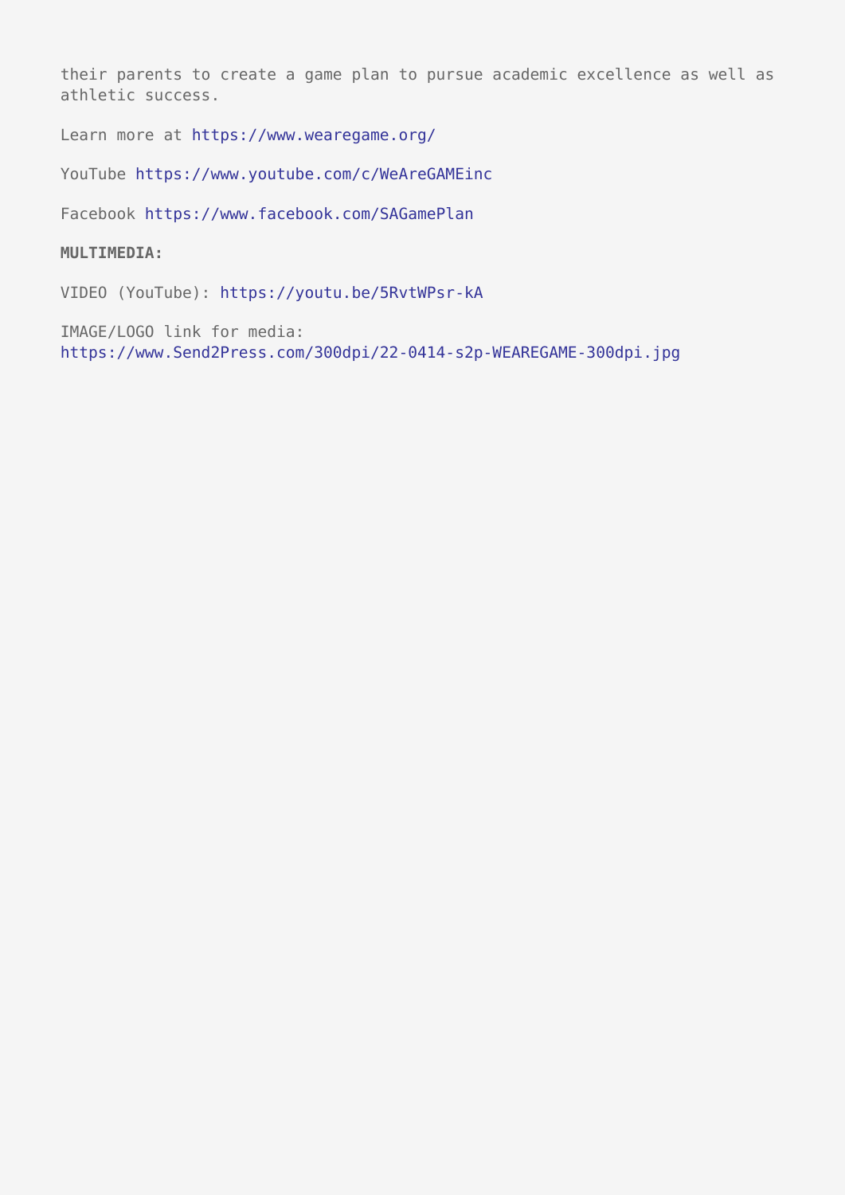their parents to create a game plan to pursue academic excellence as well as athletic success.

Learn more at https://www.wearegame.org/

YouTube https://www.youtube.com/c/WeAreGAMEinc

Facebook https://www.facebook.com/SAGamePlan

**MULTIMEDIA:**

VIDEO (YouTube): https://youtu.be/5RvtWPsr-kA

IMAGE/LOGO link for media:
https://www.Send2Press.com/300dpi/22-0414-s2p-WEAREGAME-300dpi.jpg